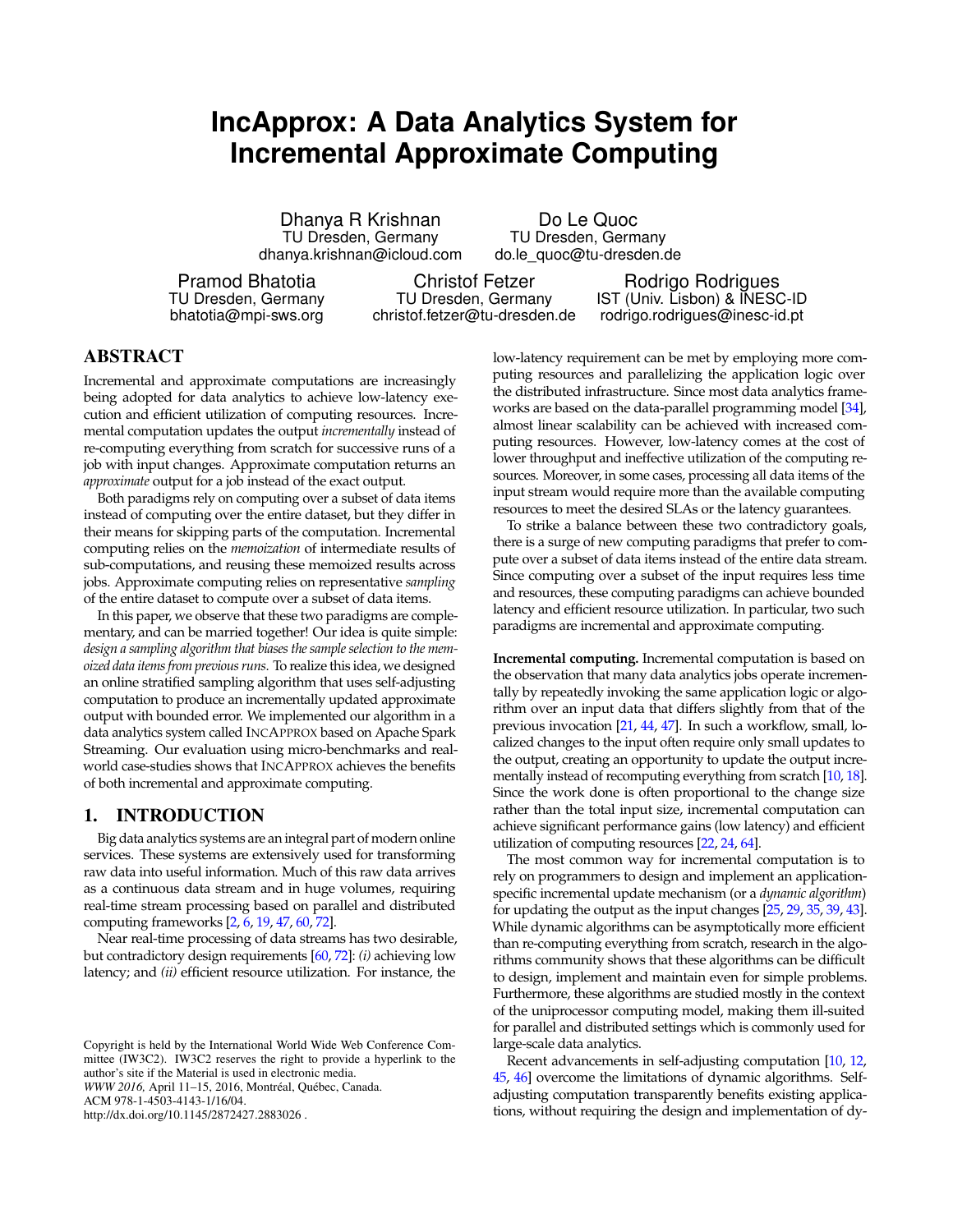# IncApprox: A Data Analytics System for Incremental Approximate Computing

Dhanya R Krishnan
TU Dresden, Germany
dhanya.krishnan@icloud.com

Do Le Quoc
TU Dresden, Germany
do.le_quoc@tu-dresden.de

Pramod Bhatotia
TU Dresden, Germany
bhatotia@mpi-sws.org

Christof Fetzer
TU Dresden, Germany
christof.fetzer@tu-dresden.de

Rodrigo Rodrigues
IST (Univ. Lisbon) & INESC-ID
rodrigo.rodrigues@inesc-id.pt

## ABSTRACT

Incremental and approximate computations are increasingly being adopted for data analytics to achieve low-latency execution and efficient utilization of computing resources. Incremental computation updates the output *incrementally* instead of re-computing everything from scratch for successive runs of a job with input changes. Approximate computation returns an *approximate* output for a job instead of the exact output.

Both paradigms rely on computing over a subset of data items instead of computing over the entire dataset, but they differ in their means for skipping parts of the computation. Incremental computing relies on the *memoization* of intermediate results of sub-computations, and reusing these memoized results across jobs. Approximate computing relies on representative *sampling* of the entire dataset to compute over a subset of data items.

In this paper, we observe that these two paradigms are complementary, and can be married together! Our idea is quite simple: *design a sampling algorithm that biases the sample selection to the memoized data items from previous runs*. To realize this idea, we designed an online stratified sampling algorithm that uses self-adjusting computation to produce an incrementally updated approximate output with bounded error. We implemented our algorithm in a data analytics system called IncApprox based on Apache Spark Streaming. Our evaluation using micro-benchmarks and real-world case-studies shows that IncApprox achieves the benefits of both incremental and approximate computing.

## 1. INTRODUCTION

Big data analytics systems are an integral part of modern online services. These systems are extensively used for transforming raw data into useful information. Much of this raw data arrives as a continuous data stream and in huge volumes, requiring real-time stream processing based on parallel and distributed computing frameworks [2, 6, 19, 47, 60, 72].

Near real-time processing of data streams has two desirable, but contradictory design requirements [60, 72]: *(i)* achieving low latency; and *(ii)* efficient resource utilization. For instance, the low-latency requirement can be met by employing more computing resources and parallelizing the application logic over the distributed infrastructure. Since most data analytics frameworks are based on the data-parallel programming model [34], almost linear scalability can be achieved with increased computing resources. However, low-latency comes at the cost of lower throughput and ineffective utilization of the computing resources. Moreover, in some cases, processing all data items of the input stream would require more than the available computing resources to meet the desired SLAs or the latency guarantees.

To strike a balance between these two contradictory goals, there is a surge of new computing paradigms that prefer to compute over a subset of data items instead of the entire data stream. Since computing over a subset of the input requires less time and resources, these computing paradigms can achieve bounded latency and efficient resource utilization. In particular, two such paradigms are incremental and approximate computing.

**Incremental computing.** Incremental computation is based on the observation that many data analytics jobs operate incrementally by repeatedly invoking the same application logic or algorithm over an input data that differs slightly from that of the previous invocation [21, 44, 47]. In such a workflow, small, localized changes to the input often require only small updates to the output, creating an opportunity to update the output incrementally instead of recomputing everything from scratch [10, 18]. Since the work done is often proportional to the change size rather than the total input size, incremental computation can achieve significant performance gains (low latency) and efficient utilization of computing resources [22, 24, 64].

The most common way for incremental computation is to rely on programmers to design and implement an application-specific incremental update mechanism (or a *dynamic algorithm*) for updating the output as the input changes [25, 29, 35, 39, 43]. While dynamic algorithms can be asymptotically more efficient than re-computing everything from scratch, research in the algorithms community shows that these algorithms can be difficult to design, implement and maintain even for simple problems. Furthermore, these algorithms are studied mostly in the context of the uniprocessor computing model, making them ill-suited for parallel and distributed settings which is commonly used for large-scale data analytics.

Recent advancements in self-adjusting computation [10, 12, 45, 46] overcome the limitations of dynamic algorithms. Self-adjusting computation transparently benefits existing applications, without requiring the design and implementation of dy-

Copyright is held by the International World Wide Web Conference Committee (IW3C2). IW3C2 reserves the right to provide a hyperlink to the author's site if the Material is used in electronic media.
*WWW 2016*, April 11–15, 2016, Montréal, Québec, Canada.
ACM 978-1-4503-4143-1/16/04.
http://dx.doi.org/10.1145/2872427.2883026 .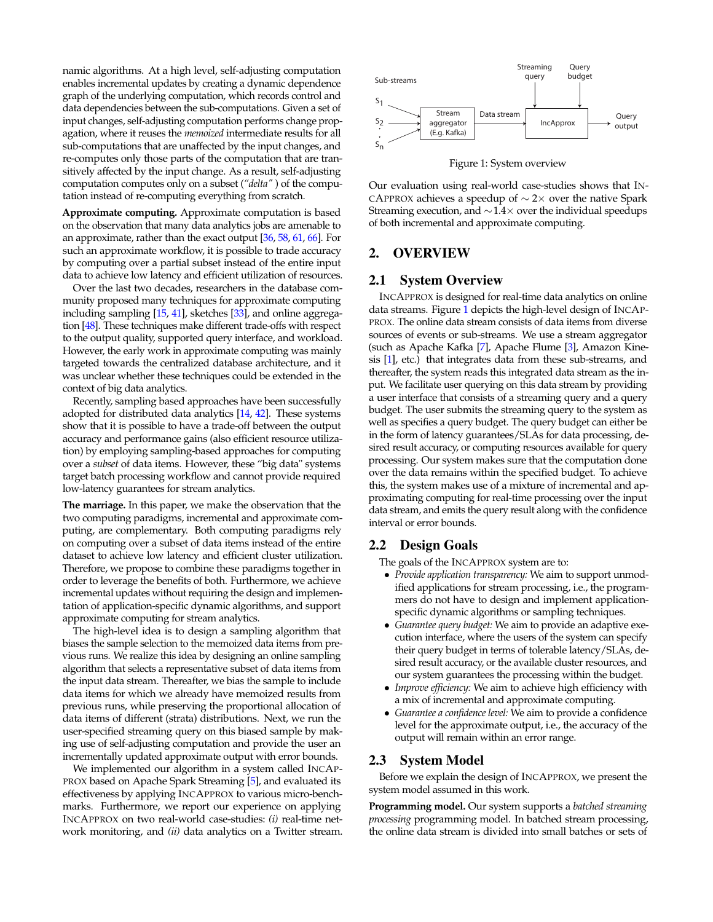namic algorithms. At a high level, self-adjusting computation enables incremental updates by creating a dynamic dependence graph of the underlying computation, which records control and data dependencies between the sub-computations. Given a set of input changes, self-adjusting computation performs change propagation, where it reuses the *memoized* intermediate results for all sub-computations that are unaffected by the input changes, and re-computes only those parts of the computation that are transitively affected by the input change. As a result, self-adjusting computation computes only on a subset (*"delta"*) of the computation instead of re-computing everything from scratch.

**Approximate computing.** Approximate computation is based on the observation that many data analytics jobs are amenable to an approximate, rather than the exact output [36, 58, 61, 66]. For such an approximate workflow, it is possible to trade accuracy by computing over a partial subset instead of the entire input data to achieve low latency and efficient utilization of resources.

Over the last two decades, researchers in the database community proposed many techniques for approximate computing including sampling [15, 41], sketches [33], and online aggregation [48]. These techniques make different trade-offs with respect to the output quality, supported query interface, and workload. However, the early work in approximate computing was mainly targeted towards the centralized database architecture, and it was unclear whether these techniques could be extended in the context of big data analytics.

Recently, sampling based approaches have been successfully adopted for distributed data analytics [14, 42]. These systems show that it is possible to have a trade-off between the output accuracy and performance gains (also efficient resource utilization) by employing sampling-based approaches for computing over a *subset* of data items. However, these "big data" systems target batch processing workflow and cannot provide required low-latency guarantees for stream analytics.

**The marriage.** In this paper, we make the observation that the two computing paradigms, incremental and approximate computing, are complementary. Both computing paradigms rely on computing over a subset of data items instead of the entire dataset to achieve low latency and efficient cluster utilization. Therefore, we propose to combine these paradigms together in order to leverage the benefits of both. Furthermore, we achieve incremental updates without requiring the design and implementation of application-specific dynamic algorithms, and support approximate computing for stream analytics.

The high-level idea is to design a sampling algorithm that biases the sample selection to the memoized data items from previous runs. We realize this idea by designing an online sampling algorithm that selects a representative subset of data items from the input data stream. Thereafter, we bias the sample to include data items for which we already have memoized results from previous runs, while preserving the proportional allocation of data items of different (strata) distributions. Next, we run the user-specified streaming query on this biased sample by making use of self-adjusting computation and provide the user an incrementally updated approximate output with error bounds.

We implemented our algorithm in a system called IncApprox based on Apache Spark Streaming [5], and evaluated its effectiveness by applying IncApprox to various micro-benchmarks. Furthermore, we report our experience on applying IncApprox on two real-world case-studies: *(i)* real-time network monitoring, and *(ii)* data analytics on a Twitter stream.

Figure 1: System overview

Our evaluation using real-world case-studies shows that IncApprox achieves a speedup of $\sim 2\times$ over the native Spark Streaming execution, and $\sim 1.4\times$ over the individual speedups of both incremental and approximate computing.

# 2. OVERVIEW

## 2.1 System Overview

IncApprox is designed for real-time data analytics on online data streams. Figure 1 depicts the high-level design of IncApprox. The online data stream consists of data items from diverse sources of events or sub-streams. We use a stream aggregator (such as Apache Kafka [7], Apache Flume [3], Amazon Kinesis [1], etc.) that integrates data from these sub-streams, and thereafter, the system reads this integrated data stream as the input. We facilitate user querying on this data stream by providing a user interface that consists of a streaming query and a query budget. The user submits the streaming query to the system as well as specifies a query budget. The query budget can either be in the form of latency guarantees/SLAs for data processing, desired result accuracy, or computing resources available for query processing. Our system makes sure that the computation done over the data remains within the specified budget. To achieve this, the system makes use of a mixture of incremental and approximating computing for real-time processing over the input data stream, and emits the query result along with the confidence interval or error bounds.

## 2.2 Design Goals

The goals of the IncApprox system are to:

- *Provide application transparency:* We aim to support unmodified applications for stream processing, i.e., the programmers do not have to design and implement application-specific dynamic algorithms or sampling techniques.
- *Guarantee query budget:* We aim to provide an adaptive execution interface, where the users of the system can specify their query budget in terms of tolerable latency/SLAs, desired result accuracy, or the available cluster resources, and our system guarantees the processing within the budget.
- *Improve efficiency:* We aim to achieve high efficiency with a mix of incremental and approximate computing.
- *Guarantee a confidence level:* We aim to provide a confidence level for the approximate output, i.e., the accuracy of the output will remain within an error range.

## 2.3 System Model

Before we explain the design of IncApprox, we present the system model assumed in this work.

**Programming model.** Our system supports a *batched streaming processing* programming model. In batched stream processing, the online data stream is divided into small batches or sets of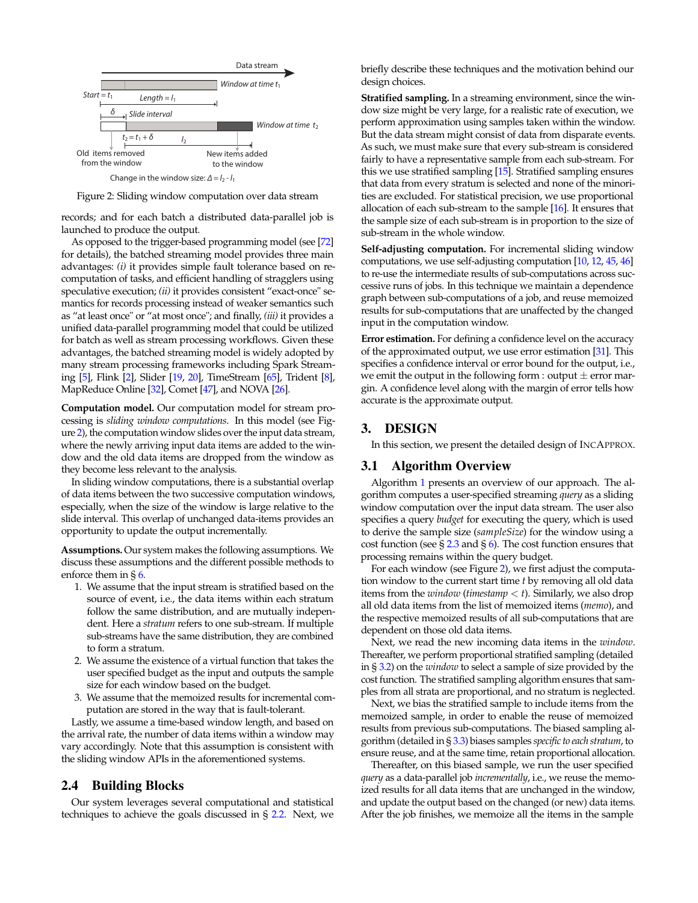Data stream

Window at time $t_1$

Start = $t_1$ Length = $l_1$

$\delta$ Slide interval

Window at time $t_2$

$t_2 = t_1 + \delta$ $l_2$

Old items removed from the window

New items added to the window

Change in the window size: $\Delta = l_2 - l_1$

Figure 2: Sliding window computation over data stream

records; and for each batch a distributed data-parallel job is launched to produce the output.

As opposed to the trigger-based programming model (see [72] for details), the batched streaming model provides three main advantages: *(i)* it provides simple fault tolerance based on re-computation of tasks, and efficient handling of stragglers using speculative execution; *(ii)* it provides consistent "exact-once" semantics for records processing instead of weaker semantics such as "at least once" or "at most once"; and finally, *(iii)* it provides a unified data-parallel programming model that could be utilized for batch as well as stream processing workflows. Given these advantages, the batched streaming model is widely adopted by many stream processing frameworks including Spark Streaming [5], Flink [2], Slider [19, 20], TimeStream [65], Trident [8], MapReduce Online [32], Comet [47], and NOVA [26].

**Computation model.** Our computation model for stream processing is *sliding window computations*. In this model (see Figure 2), the computation window slides over the input data stream, where the newly arriving input data items are added to the window and the old data items are dropped from the window as they become less relevant to the analysis.

In sliding window computations, there is a substantial overlap of data items between the two successive computation windows, especially, when the size of the window is large relative to the slide interval. This overlap of unchanged data-items provides an opportunity to update the output incrementally.

**Assumptions.** Our system makes the following assumptions. We discuss these assumptions and the different possible methods to enforce them in § 6.

1. We assume that the input stream is stratified based on the source of event, i.e., the data items within each stratum follow the same distribution, and are mutually independent. Here a *stratum* refers to one sub-stream. If multiple sub-streams have the same distribution, they are combined to form a stratum.
2. We assume the existence of a virtual function that takes the user specified budget as the input and outputs the sample size for each window based on the budget.
3. We assume that the memoized results for incremental computation are stored in the way that is fault-tolerant.

Lastly, we assume a time-based window length, and based on the arrival rate, the number of data items within a window may vary accordingly. Note that this assumption is consistent with the sliding window APIs in the aforementioned systems.

## 2.4 Building Blocks

Our system leverages several computational and statistical techniques to achieve the goals discussed in § 2.2. Next, we briefly describe these techniques and the motivation behind our design choices.

**Stratified sampling.** In a streaming environment, since the window size might be very large, for a realistic rate of execution, we perform approximation using samples taken within the window. But the data stream might consist of data from disparate events. As such, we must make sure that every sub-stream is considered fairly to have a representative sample from each sub-stream. For this we use stratified sampling [15]. Stratified sampling ensures that data from every stratum is selected and none of the minorities are excluded. For statistical precision, we use proportional allocation of each sub-stream to the sample [16]. It ensures that the sample size of each sub-stream is in proportion to the size of sub-stream in the whole window.

**Self-adjusting computation.** For incremental sliding window computations, we use self-adjusting computation [10, 12, 45, 46] to re-use the intermediate results of sub-computations across successive runs of jobs. In this technique we maintain a dependence graph between sub-computations of a job, and reuse memoized results for sub-computations that are unaffected by the changed input in the computation window.

**Error estimation.** For defining a confidence level on the accuracy of the approximated output, we use error estimation [31]. This specifies a confidence interval or error bound for the output, i.e., we emit the output in the following form : output $\pm$ error margin. A confidence level along with the margin of error tells how accurate is the approximate output.

# 3. DESIGN

In this section, we present the detailed design of INCAPPROX.

## 3.1 Algorithm Overview

Algorithm 1 presents an overview of our approach. The algorithm computes a user-specified streaming *query* as a sliding window computation over the input data stream. The user also specifies a query *budget* for executing the query, which is used to derive the sample size (*sampleSize*) for the window using a cost function (see § 2.3 and § 6). The cost function ensures that processing remains within the query budget.

For each window (see Figure 2), we first adjust the computation window to the current start time $t$ by removing all old data items from the *window* (*timestamp* $< t$). Similarly, we also drop all old data items from the list of memoized items (*memo*), and the respective memoized results of all sub-computations that are dependent on those old data items.

Next, we read the new incoming data items in the *window*. Thereafter, we perform proportional stratified sampling (detailed in § 3.2) on the *window* to select a sample of size provided by the cost function. The stratified sampling algorithm ensures that samples from all strata are proportional, and no stratum is neglected.

Next, we bias the stratified sample to include items from the memoized sample, in order to enable the reuse of memoized results from previous sub-computations. The biased sampling algorithm (detailed in § 3.3) biases samples *specific to each stratum*, to ensure reuse, and at the same time, retain proportional allocation.

Thereafter, on this biased sample, we run the user specified *query* as a data-parallel job *incrementally*, i.e., we reuse the memoized results for all data items that are unchanged in the window, and update the output based on the changed (or new) data items. After the job finishes, we memoize all the items in the sample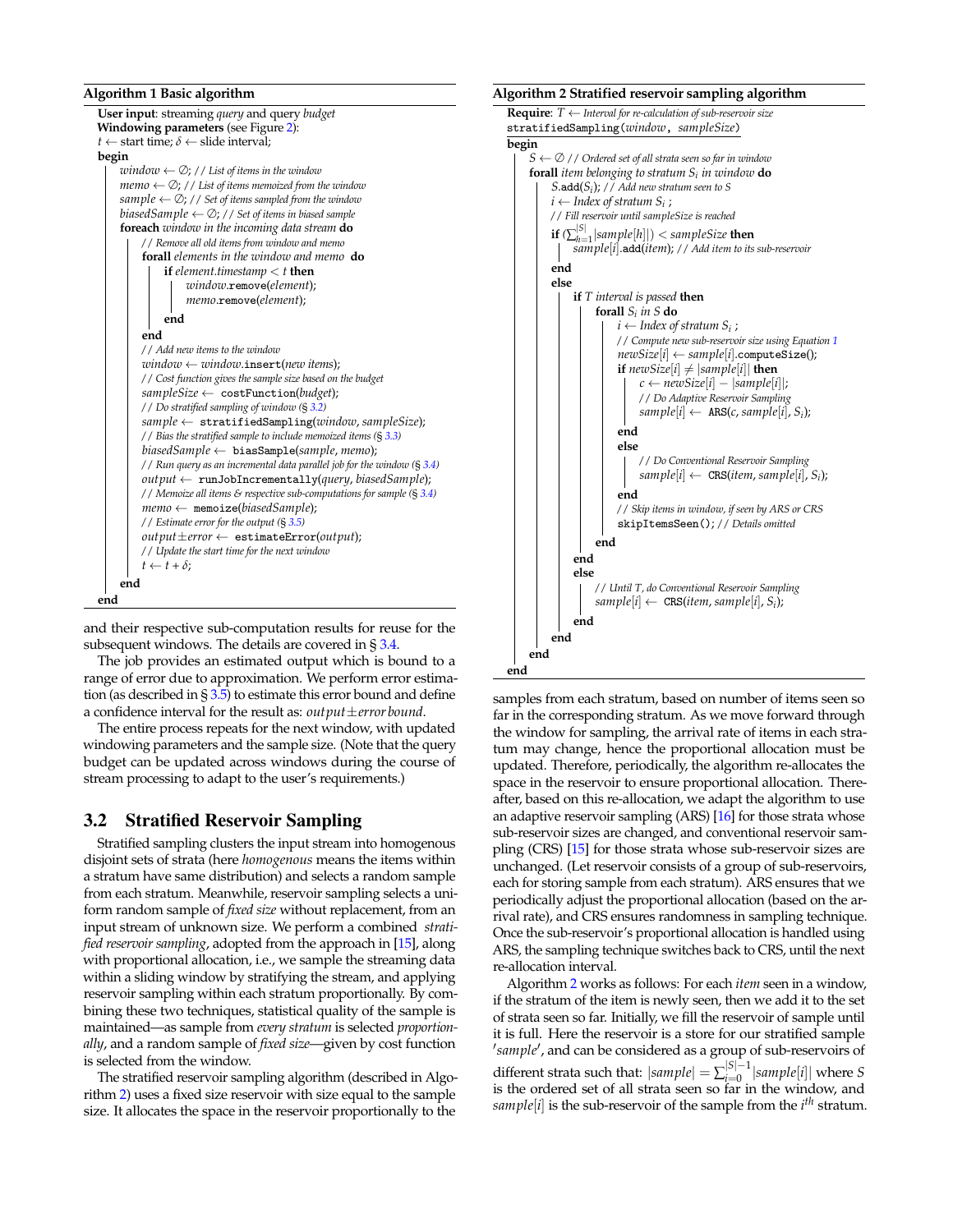**Algorithm 1 Basic algorithm**

```
User input: streaming query and query budget
Windowing parameters (see Figure 2):
t ← start time; δ ← slide interval;
begin
    window ← ∅; // List of items in the window
    memo ← ∅; // List of items memoized from the window
    sample ← ∅; // Set of items sampled from the window
    biasedSample ← ∅; // Set of items in biased sample
    foreach window in the incoming data stream do
        // Remove all old items from window and memo
        forall elements in the window and memo do
            if element.timestamp < t then
                window.remove(element);
                memo.remove(element);
            end
        end
        // Add new items to the window
        window ← window.insert(new items);
        // Cost function gives the sample size based on the budget
        sampleSize ← costFunction(budget);
        // Do stratified sampling of window (§ 3.2)
        sample ← stratifiedSampling(window, sampleSize);
        // Bias the stratified sample to include memoized items (§ 3.3)
        biasedSample ← biasSample(sample, memo);
        // Run query as an incremental data parallel job for the window (§ 3.4)
        output ← runJobIncrementally(query, biasedSample);
        // Memoize all items & respective sub-computations for sample (§ 3.4)
        memo ← memoize(biasedSample);
        // Estimate error for the output (§ 3.5)
        output±error ← estimateError(output);
        // Update the start time for the next window
        t ← t + δ;
    end
end
```

and their respective sub-computation results for reuse for the subsequent windows. The details are covered in § 3.4.

The job provides an estimated output which is bound to a range of error due to approximation. We perform error estimation (as described in § 3.5) to estimate this error bound and define a confidence interval for the result as: $output \pm error\,bound$.

The entire process repeats for the next window, with updated windowing parameters and the sample size. (Note that the query budget can be updated across windows during the course of stream processing to adapt to the user's requirements.)

## 3.2 Stratified Reservoir Sampling

Stratified sampling clusters the input stream into homogenous disjoint sets of strata (here *homogenous* means the items within a stratum have same distribution) and selects a random sample from each stratum. Meanwhile, reservoir sampling selects a uniform random sample of *fixed size* without replacement, from an input stream of unknown size. We perform a combined *stratified reservoir sampling*, adopted from the approach in [15], along with proportional allocation, i.e., we sample the streaming data within a sliding window by stratifying the stream, and applying reservoir sampling within each stratum proportionally. By combining these two techniques, statistical quality of the sample is maintained—as sample from *every stratum* is selected *proportionally*, and a random sample of *fixed size*—given by cost function is selected from the window.

The stratified reservoir sampling algorithm (described in Algorithm 2) uses a fixed size reservoir with size equal to the sample size. It allocates the space in the reservoir proportionally to the samples from each stratum, based on number of items seen so far in the corresponding stratum. As we move forward through the window for sampling, the arrival rate of items in each stratum may change, hence the proportional allocation must be updated. Therefore, periodically, the algorithm re-allocates the space in the reservoir to ensure proportional allocation. Thereafter, based on this re-allocation, we adapt the algorithm to use an adaptive reservoir sampling (ARS) [16] for those strata whose sub-reservoir sizes are changed, and conventional reservoir sampling (CRS) [15] for those strata whose sub-reservoir sizes are unchanged. (Let reservoir consists of a group of sub-reservoirs, each for storing sample from each stratum). ARS ensures that we periodically adjust the proportional allocation (based on the arrival rate), and CRS ensures randomness in sampling technique. Once the sub-reservoir's proportional allocation is handled using ARS, the sampling technique switches back to CRS, until the next re-allocation interval.

**Algorithm 2 Stratified reservoir sampling algorithm**

```
Require: T ← Interval for re-calculation of sub-reservoir size
stratifiedSampling(window, sampleSize)
begin
    S ← ∅ // Ordered set of all strata seen so far in window
    forall item belonging to stratum S_i in window do
        S.add(S_i); // Add new stratum seen to S
        i ← Index of stratum S_i ;
        // Fill reservoir until sampleSize is reached
        if (Σ_{h=1}^{|S|} |sample[h]|) < sampleSize then
            sample[i].add(item); // Add item to its sub-reservoir
        end
        else
            if T interval is passed then
                forall S_i in S do
                    i ← Index of stratum S_i ;
                    // Compute new sub-reservoir size using Equation 1
                    newSize[i] ← sample[i].computeSize();
                    if newSize[i] ≠ |sample[i]| then
                        c ← newSize[i] − |sample[i]|;
                        // Do Adaptive Reservoir Sampling
                        sample[i] ← ARS(c, sample[i], S_i);
                    end
                    else
                        // Do Conventional Reservoir Sampling
                        sample[i] ← CRS(item, sample[i], S_i);
                    end
                    // Skip items in window, if seen by ARS or CRS
                    skipItemsSeen(); // Details omitted
                end
            end
            else
                // Until T, do Conventional Reservoir Sampling
                sample[i] ← CRS(item, sample[i], S_i);
            end
        end
    end
end
```

Algorithm 2 works as follows: For each *item* seen in a window, if the stratum of the item is newly seen, then we add it to the set of strata seen so far. Initially, we fill the reservoir of sample until it is full. Here the reservoir is a store for our stratified sample '*sample*', and can be considered as a group of sub-reservoirs of different strata such that: $|sample| = \sum_{i=0}^{|S|-1} |sample[i]|$ where $S$ is the ordered set of all strata seen so far in the window, and $sample[i]$ is the sub-reservoir of the sample from the $i^{th}$ stratum.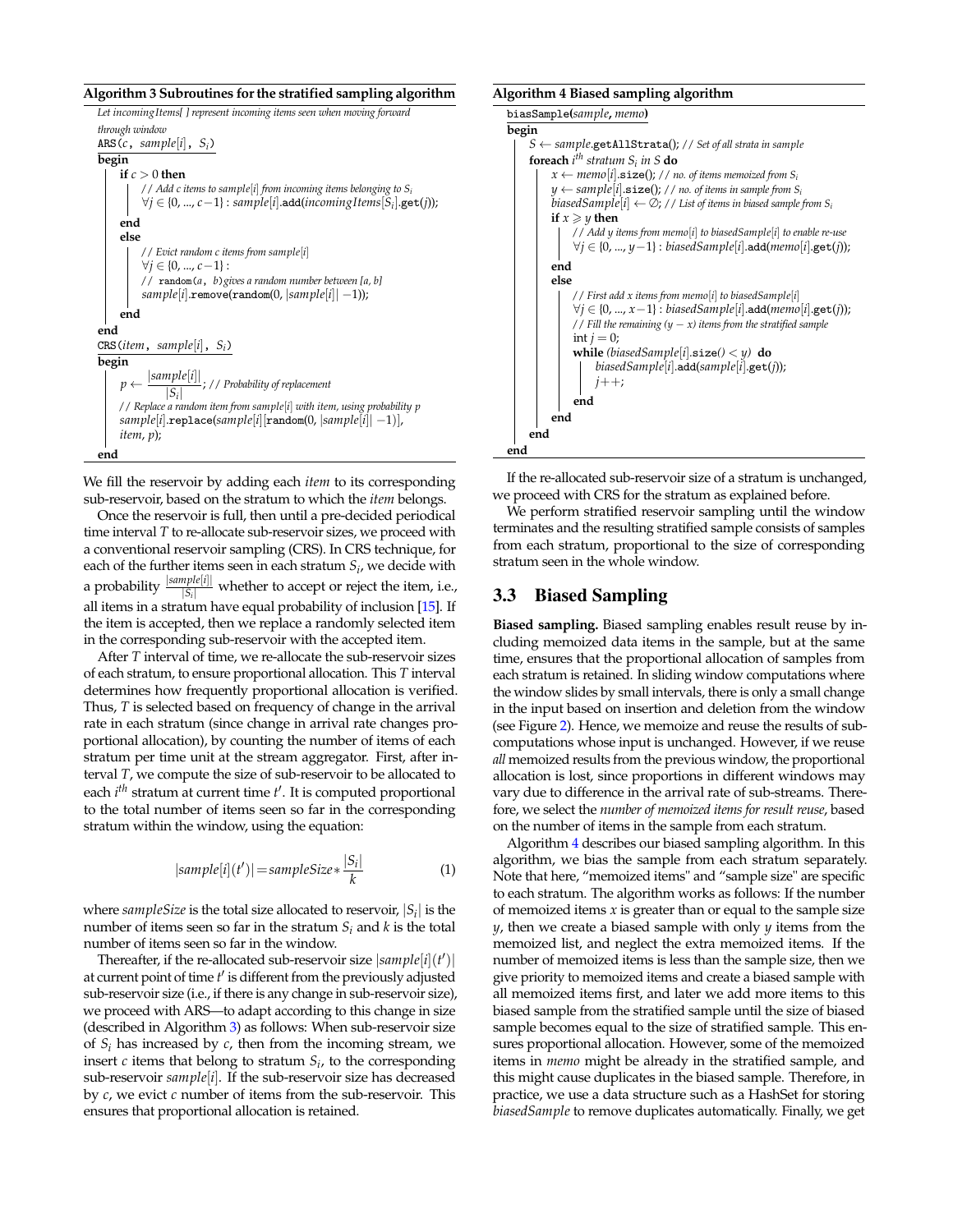**Algorithm 3 Subroutines for the stratified sampling algorithm**

```
Let incomingItems[ ] represent incoming items seen when moving forward
through window
ARS(c, sample[i], S_i)
begin
    if c > 0 then
        // Add c items to sample[i] from incoming items belonging to S_i
        ∀j ∈ {0, ..., c−1} : sample[i].add(incomingItems[S_i].get(j));
    end
    else
        // Evict random c items from sample[i]
        ∀j ∈ {0, ..., c−1} :
        // random(a, b) gives a random number between [a, b]
        sample[i].remove(random(0, |sample[i]| −1));
    end
end
CRS(item, sample[i], S_i)
begin
    p ← |sample[i]| / |S_i| ; // Probability of replacement
    // Replace a random item from sample[i] with item, using probability p
    sample[i].replace(sample[i][random(0, |sample[i]| −1)],
    item, p);
end
```

We fill the reservoir by adding each *item* to its corresponding sub-reservoir, based on the stratum to which the *item* belongs.

Once the reservoir is full, then until a pre-decided periodical time interval $T$ to re-allocate sub-reservoir sizes, we proceed with a conventional reservoir sampling (CRS). In CRS technique, for each of the further items seen in each stratum $S_i$, we decide with a probability $\frac{|sample[i]|}{|S_i|}$ whether to accept or reject the item, i.e., all items in a stratum have equal probability of inclusion [15]. If the item is accepted, then we replace a randomly selected item in the corresponding sub-reservoir with the accepted item.

After $T$ interval of time, we re-allocate the sub-reservoir sizes of each stratum, to ensure proportional allocation. This $T$ interval determines how frequently proportional allocation is verified. Thus, $T$ is selected based on frequency of change in the arrival rate in each stratum (since change in arrival rate changes proportional allocation), by counting the number of items of each stratum per time unit at the stream aggregator. First, after interval $T$, we compute the size of sub-reservoir to be allocated to each $i^{th}$ stratum at current time $t'$. It is computed proportional to the total number of items seen so far in the corresponding stratum within the window, using the equation:

$$|sample[i](t')| = sampleSize * \frac{|S_i|}{k} \tag{1}$$

where *sampleSize* is the total size allocated to reservoir, $|S_i|$ is the number of items seen so far in the stratum $S_i$ and $k$ is the total number of items seen so far in the window.

Thereafter, if the re-allocated sub-reservoir size $|sample[i](t')|$ at current point of time $t'$ is different from the previously adjusted sub-reservoir size (i.e., if there is any change in sub-reservoir size), we proceed with ARS—to adapt according to this change in size (described in Algorithm 3) as follows: When sub-reservoir size of $S_i$ has increased by $c$, then from the incoming stream, we insert $c$ items that belong to stratum $S_i$, to the corresponding sub-reservoir *sample*[*i*]. If the sub-reservoir size has decreased by $c$, we evict $c$ number of items from the sub-reservoir. This ensures that proportional allocation is retained.

**Algorithm 4 Biased sampling algorithm**

```
biasSample(sample, memo)
begin
    S ← sample.getAllStrata(); // Set of all strata in sample
    foreach i^th stratum S_i in S do
        x ← memo[i].size(); // no. of items memoized from S_i
        y ← sample[i].size(); // no. of items in sample from S_i
        biasedSample[i] ← ∅; // List of items in biased sample from S_i
        if x ⩾ y then
            // Add y items from memo[i] to biasedSample[i] to enable re-use
            ∀j ∈ {0, ..., y−1} : biasedSample[i].add(memo[i].get(j));
        end
        else
            // First add x items from memo[i] to biasedSample[i]
            ∀j ∈ {0, ..., x−1} : biasedSample[i].add(memo[i].get(j));
            // Fill the remaining (y − x) items from the stratified sample
            int j = 0;
            while (biasedSample[i].size() < y) do
                biasedSample[i].add(sample[i].get(j));
                j++;
            end
        end
    end
end
```

If the re-allocated sub-reservoir size of a stratum is unchanged, we proceed with CRS for the stratum as explained before.

We perform stratified reservoir sampling until the window terminates and the resulting stratified sample consists of samples from each stratum, proportional to the size of corresponding stratum seen in the whole window.

## 3.3 Biased Sampling

**Biased sampling.** Biased sampling enables result reuse by including memoized data items in the sample, but at the same time, ensures that the proportional allocation of samples from each stratum is retained. In sliding window computations where the window slides by small intervals, there is only a small change in the input based on insertion and deletion from the window (see Figure 2). Hence, we memoize and reuse the results of sub-computations whose input is unchanged. However, if we reuse *all* memoized results from the previous window, the proportional allocation is lost, since proportions in different windows may vary due to difference in the arrival rate of sub-streams. Therefore, we select the *number of memoized items for result reuse*, based on the number of items in the sample from each stratum.

Algorithm 4 describes our biased sampling algorithm. In this algorithm, we bias the sample from each stratum separately. Note that here, "memoized items" and "sample size" are specific to each stratum. The algorithm works as follows: If the number of memoized items $x$ is greater than or equal to the sample size $y$, then we create a biased sample with only $y$ items from the memoized list, and neglect the extra memoized items. If the number of memoized items is less than the sample size, then we give priority to memoized items and create a biased sample with all memoized items first, and later we add more items to this biased sample from the stratified sample until the size of biased sample becomes equal to the size of stratified sample. This ensures proportional allocation. However, some of the memoized items in *memo* might be already in the stratified sample, and this might cause duplicates in the biased sample. Therefore, in practice, we use a data structure such as a HashSet for storing *biasedSample* to remove duplicates automatically. Finally, we get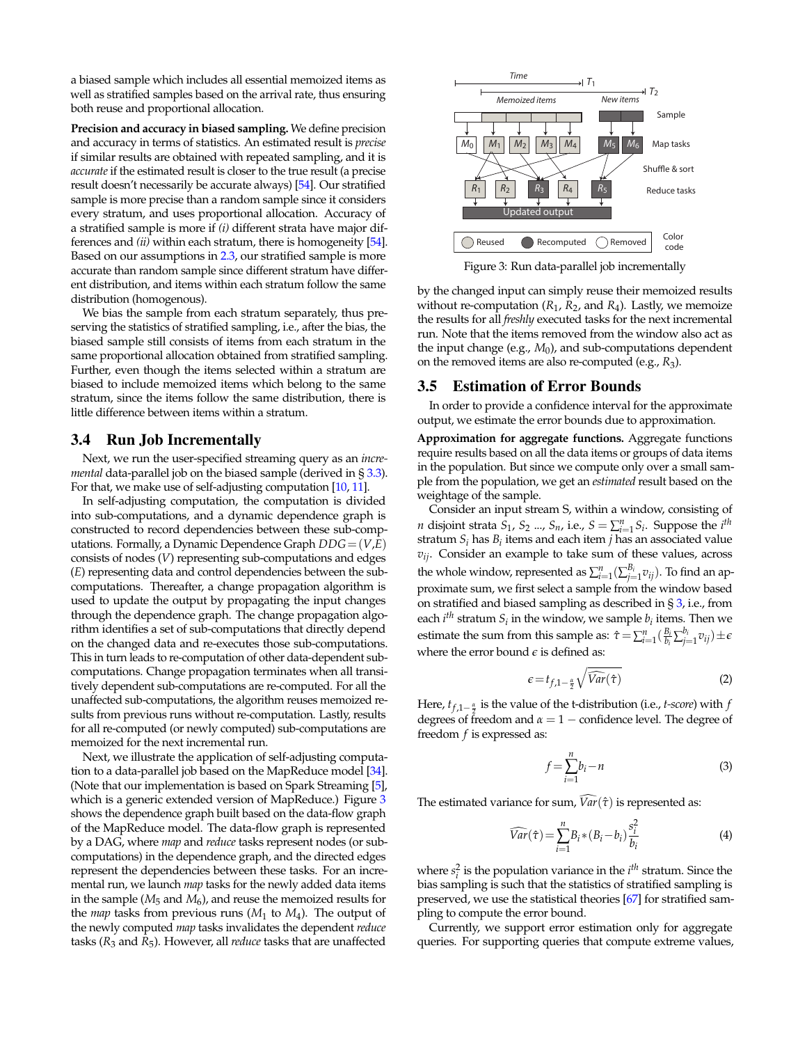a biased sample which includes all essential memoized items as well as stratified samples based on the arrival rate, thus ensuring both reuse and proportional allocation.

**Precision and accuracy in biased sampling.** We define precision and accuracy in terms of statistics. An estimated result is *precise* if similar results are obtained with repeated sampling, and it is *accurate* if the estimated result is closer to the true result (a precise result doesn't necessarily be accurate always) [54]. Our stratified sample is more precise than a random sample since it considers every stratum, and uses proportional allocation. Accuracy of a stratified sample is more if *(i)* different strata have major differences and *(ii)* within each stratum, there is homogeneity [54]. Based on our assumptions in 2.3, our stratified sample is more accurate than random sample since different stratum have different distribution, and items within each stratum follow the same distribution (homogenous).

We bias the sample from each stratum separately, thus preserving the statistics of stratified sampling, i.e., after the bias, the biased sample still consists of items from each stratum in the same proportional allocation obtained from stratified sampling. Further, even though the items selected within a stratum are biased to include memoized items which belong to the same stratum, since the items follow the same distribution, there is little difference between items within a stratum.

## 3.4 Run Job Incrementally

Next, we run the user-specified streaming query as an *incremental* data-parallel job on the biased sample (derived in § 3.3). For that, we make use of self-adjusting computation [10, 11].

In self-adjusting computation, the computation is divided into sub-computations, and a dynamic dependence graph is constructed to record dependencies between these sub-computations. Formally, a Dynamic Dependence Graph $DDG = (V,E)$ consists of nodes ($V$) representing sub-computations and edges ($E$) representing data and control dependencies between the sub-computations. Thereafter, a change propagation algorithm is used to update the output by propagating the input changes through the dependence graph. The change propagation algorithm identifies a set of sub-computations that directly depend on the changed data and re-executes those sub-computations. This in turn leads to re-computation of other data-dependent sub-computations. Change propagation terminates when all transitively dependent sub-computations are re-computed. For all the unaffected sub-computations, the algorithm reuses memoized results from previous runs without re-computation. Lastly, results for all re-computed (or newly computed) sub-computations are memoized for the next incremental run.

Next, we illustrate the application of self-adjusting computation to a data-parallel job based on the MapReduce model [34]. (Note that our implementation is based on Spark Streaming [5], which is a generic extended version of MapReduce.) Figure 3 shows the dependence graph built based on the data-flow graph of the MapReduce model. The data-flow graph is represented by a DAG, where *map* and *reduce* tasks represent nodes (or sub-computations) in the dependence graph, and the directed edges represent the dependencies between these tasks. For an incremental run, we launch *map* tasks for the newly added data items in the sample ($M_5$ and $M_6$), and reuse the memoized results for the *map* tasks from previous runs ($M_1$ to $M_4$). The output of the newly computed *map* tasks invalidates the dependent *reduce* tasks ($R_3$ and $R_5$). However, all *reduce* tasks that are unaffected by the changed input can simply reuse their memoized results without re-computation ($R_1$, $R_2$, and $R_4$). Lastly, we memoize the results for all *freshly* executed tasks for the next incremental run. Note that the items removed from the window also act as the input change (e.g., $M_0$), and sub-computations dependent on the removed items are also re-computed (e.g., $R_3$).

Figure 3: Run data-parallel job incrementally

## 3.5 Estimation of Error Bounds

In order to provide a confidence interval for the approximate output, we estimate the error bounds due to approximation.

**Approximation for aggregate functions.** Aggregate functions require results based on all the data items or groups of data items in the population. But since we compute only over a small sample from the population, we get an *estimated* result based on the weightage of the sample.

Consider an input stream S, within a window, consisting of $n$ disjoint strata $S_1$, $S_2$ ..., $S_n$, i.e., $S = \sum_{i=1}^{n} S_i$. Suppose the $i^{th}$ stratum $S_i$ has $B_i$ items and each item $j$ has an associated value $v_{ij}$. Consider an example to take sum of these values, across the whole window, represented as $\sum_{i=1}^{n}(\sum_{j=1}^{B_i} v_{ij})$. To find an approximate sum, we first select a sample from the window based on stratified and biased sampling as described in § 3, i.e., from each $i^{th}$ stratum $S_i$ in the window, we sample $b_i$ items. Then we estimate the sum from this sample as: $\hat{\tau} = \sum_{i=1}^{n}(\frac{B_i}{b_i}\sum_{j=1}^{b_i} v_{ij}) \pm \epsilon$ where the error bound $\epsilon$ is defined as:

$$\epsilon = t_{f,1-\frac{\alpha}{2}} \sqrt{\widehat{Var}(\hat{\tau})} \tag{2}$$

Here, $t_{f,1-\frac{\alpha}{2}}$ is the value of the t-distribution (i.e., *t-score*) with $f$ degrees of freedom and $\alpha = 1 -$ confidence level. The degree of freedom $f$ is expressed as:

$$f = \sum_{i=1}^{n} b_i - n \tag{3}$$

The estimated variance for sum, $\widehat{Var}(\hat{\tau})$ is represented as:

$$\widehat{Var}(\hat{\tau}) = \sum_{i=1}^{n} B_i * (B_i - b_i) \frac{s_i^2}{b_i} \tag{4}$$

where $s_i^2$ is the population variance in the $i^{th}$ stratum. Since the bias sampling is such that the statistics of stratified sampling is preserved, we use the statistical theories [67] for stratified sampling to compute the error bound.

Currently, we support error estimation only for aggregate queries. For supporting queries that compute extreme values,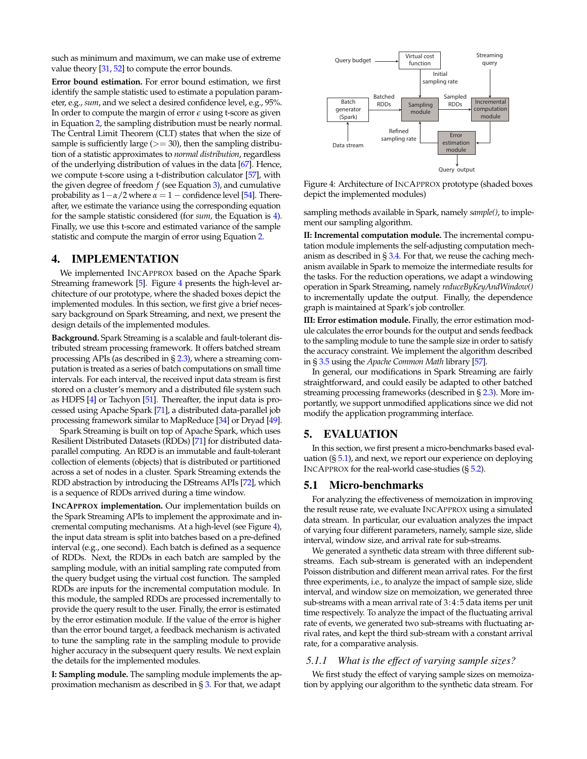such as minimum and maximum, we can make use of extreme value theory [31, 52] to compute the error bounds.

**Error bound estimation.** For error bound estimation, we first identify the sample statistic used to estimate a population parameter, e.g., *sum*, and we select a desired confidence level, e.g., 95%. In order to compute the margin of error $\epsilon$ using t-score as given in Equation 2, the sampling distribution must be nearly normal. The Central Limit Theorem (CLT) states that when the size of sample is sufficiently large ($>= 30$), then the sampling distribution of a statistic approximates to *normal distribution*, regardless of the underlying distribution of values in the data [67]. Hence, we compute t-score using a t-distribution calculator [57], with the given degree of freedom $f$ (see Equation 3), and cumulative probability as $1-\alpha/2$ where $\alpha = 1 -$ confidence level [54]. Thereafter, we estimate the variance using the corresponding equation for the sample statistic considered (for *sum*, the Equation is 4). Finally, we use this t-score and estimated variance of the sample statistic and compute the margin of error using Equation 2.

## 4. IMPLEMENTATION

We implemented INCAPPROX based on the Apache Spark Streaming framework [5]. Figure 4 presents the high-level architecture of our prototype, where the shaded boxes depict the implemented modules. In this section, we first give a brief necessary background on Spark Streaming, and next, we present the design details of the implemented modules.

**Background.** Spark Streaming is a scalable and fault-tolerant distributed stream processing framework. It offers batched stream processing APIs (as described in § 2.3), where a streaming computation is treated as a series of batch computations on small time intervals. For each interval, the received input data stream is first stored on a cluster's memory and a distributed file system such as HDFS [4] or Tachyon [51]. Thereafter, the input data is processed using Apache Spark [71], a distributed data-parallel job processing framework similar to MapReduce [34] or Dryad [49].

Spark Streaming is built on top of Apache Spark, which uses Resilient Distributed Datasets (RDDs) [71] for distributed data-parallel computing. An RDD is an immutable and fault-tolerant collection of elements (objects) that is distributed or partitioned across a set of nodes in a cluster. Spark Streaming extends the RDD abstraction by introducing the DStreams APIs [72], which is a sequence of RDDs arrived during a time window.

**INCAPPROX implementation.** Our implementation builds on the Spark Streaming APIs to implement the approximate and incremental computing mechanisms. At a high-level (see Figure 4), the input data stream is split into batches based on a pre-defined interval (e.g., one second). Each batch is defined as a sequence of RDDs. Next, the RDDs in each batch are sampled by the sampling module, with an initial sampling rate computed from the query budget using the virtual cost function. The sampled RDDs are inputs for the incremental computation module. In this module, the sampled RDDs are processed incrementally to provide the query result to the user. Finally, the error is estimated by the error estimation module. If the value of the error is higher than the error bound target, a feedback mechanism is activated to tune the sampling rate in the sampling module to provide higher accuracy in the subsequent query results. We next explain the details for the implemented modules.

**I: Sampling module.** The sampling module implements the approximation mechanism as described in § 3. For that, we adapt sampling methods available in Spark, namely *sample()*, to implement our sampling algorithm.

Figure 4: Architecture of INCAPPROX prototype (shaded boxes depict the implemented modules)

**II: Incremental computation module.** The incremental computation module implements the self-adjusting computation mechanism as described in § 3.4. For that, we reuse the caching mechanism available in Spark to memoize the intermediate results for the tasks. For the reduction operations, we adapt a windowing operation in Spark Streaming, namely *reduceByKeyAndWindow()* to incrementally update the output. Finally, the dependence graph is maintained at Spark's job controller.

**III: Error estimation module.** Finally, the error estimation module calculates the error bounds for the output and sends feedback to the sampling module to tune the sample size in order to satisfy the accuracy constraint. We implement the algorithm described in § 3.5 using the *Apache Common Math* library [57].

In general, our modifications in Spark Streaming are fairly straightforward, and could easily be adapted to other batched streaming processing frameworks (described in § 2.3). More importantly, we support unmodified applications since we did not modify the application programming interface.

## 5. EVALUATION

In this section, we first present a micro-benchmarks based evaluation (§ 5.1), and next, we report our experience on deploying INCAPPROX for the real-world case-studies (§ 5.2).

### 5.1 Micro-benchmarks

For analyzing the effectiveness of memoization in improving the result reuse rate, we evaluate INCAPPROX using a simulated data stream. In particular, our evaluation analyzes the impact of varying four different parameters, namely, sample size, slide interval, window size, and arrival rate for sub-streams.

We generated a synthetic data stream with three different sub-streams. Each sub-stream is generated with an independent Poisson distribution and different mean arrival rates. For the first three experiments, i.e., to analyze the impact of sample size, slide interval, and window size on memoization, we generated three sub-streams with a mean arrival rate of 3:4:5 data items per unit time respectively. To analyze the impact of the fluctuating arrival rate of events, we generated two sub-streams with fluctuating arrival rates, and kept the third sub-stream with a constant arrival rate, for a comparative analysis.

#### 5.1.1 What is the effect of varying sample sizes?

We first study the effect of varying sample sizes on memoization by applying our algorithm to the synthetic data stream. For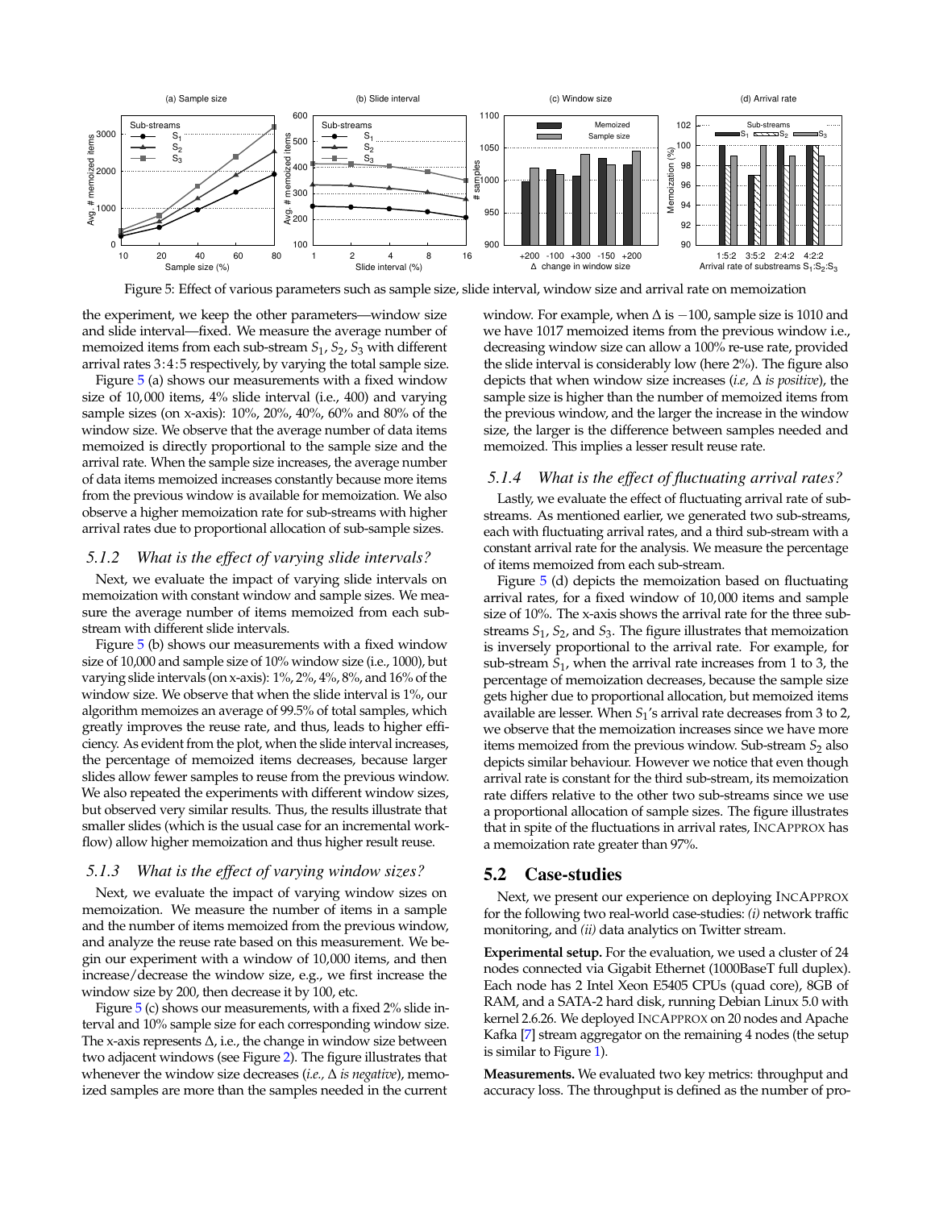Figure 5: Effect of various parameters such as sample size, slide interval, window size and arrival rate on memoization

the experiment, we keep the other parameters—window size and slide interval—fixed. We measure the average number of memoized items from each sub-stream $S_1$, $S_2$, $S_3$ with different arrival rates 3:4:5 respectively, by varying the total sample size.

Figure 5 (a) shows our measurements with a fixed window size of 10,000 items, 4% slide interval (i.e., 400) and varying sample sizes (on x-axis): 10%, 20%, 40%, 60% and 80% of the window size. We observe that the average number of data items memoized is directly proportional to the sample size and the arrival rate. When the sample size increases, the average number of data items memoized increases constantly because more items from the previous window is available for memoization. We also observe a higher memoization rate for sub-streams with higher arrival rates due to proportional allocation of sub-sample sizes.

### 5.1.2 What is the effect of varying slide intervals?

Next, we evaluate the impact of varying slide intervals on memoization with constant window and sample sizes. We measure the average number of items memoized from each sub-stream with different slide intervals.

Figure 5 (b) shows our measurements with a fixed window size of 10,000 and sample size of 10% window size (i.e., 1000), but varying slide intervals (on x-axis): 1%, 2%, 4%, 8%, and 16% of the window size. We observe that when the slide interval is 1%, our algorithm memoizes an average of 99.5% of total samples, which greatly improves the reuse rate, and thus, leads to higher efficiency. As evident from the plot, when the slide interval increases, the percentage of memoized items decreases, because larger slides allow fewer samples to reuse from the previous window. We also repeated the experiments with different window sizes, but observed very similar results. Thus, the results illustrate that smaller slides (which is the usual case for an incremental workflow) allow higher memoization and thus higher result reuse.

### 5.1.3 What is the effect of varying window sizes?

Next, we evaluate the impact of varying window sizes on memoization. We measure the number of items in a sample and the number of items memoized from the previous window, and analyze the reuse rate based on this measurement. We begin our experiment with a window of 10,000 items, and then increase/decrease the window size, e.g., we first increase the window size by 200, then decrease it by 100, etc.

Figure 5 (c) shows our measurements, with a fixed 2% slide interval and 10% sample size for each corresponding window size. The x-axis represents $\Delta$, i.e., the change in window size between two adjacent windows (see Figure 2). The figure illustrates that whenever the window size decreases (*i.e.,* $\Delta$ *is negative*), memoized samples are more than the samples needed in the current window. For example, when $\Delta$ is $-100$, sample size is 1010 and we have 1017 memoized items from the previous window i.e., decreasing window size can allow a 100% re-use rate, provided the slide interval is considerably low (here 2%). The figure also depicts that when window size increases (*i.e,* $\Delta$ *is positive*), the sample size is higher than the number of memoized items from the previous window, and the larger the increase in the window size, the larger is the difference between samples needed and memoized. This implies a lesser result reuse rate.

### 5.1.4 What is the effect of fluctuating arrival rates?

Lastly, we evaluate the effect of fluctuating arrival rate of sub-streams. As mentioned earlier, we generated two sub-streams, each with fluctuating arrival rates, and a third sub-stream with a constant arrival rate for the analysis. We measure the percentage of items memoized from each sub-stream.

Figure 5 (d) depicts the memoization based on fluctuating arrival rates, for a fixed window of 10,000 items and sample size of 10%. The x-axis shows the arrival rate for the three sub-streams $S_1$, $S_2$, and $S_3$. The figure illustrates that memoization is inversely proportional to the arrival rate. For example, for sub-stream $S_1$, when the arrival rate increases from 1 to 3, the percentage of memoization decreases, because the sample size gets higher due to proportional allocation, but memoized items available are lesser. When $S_1$'s arrival rate decreases from 3 to 2, we observe that the memoization increases since we have more items memoized from the previous window. Sub-stream $S_2$ also depicts similar behaviour. However we notice that even though arrival rate is constant for the third sub-stream, its memoization rate differs relative to the other two sub-streams since we use a proportional allocation of sample sizes. The figure illustrates that in spite of the fluctuations in arrival rates, INCAPPROX has a memoization rate greater than 97%.

## 5.2 Case-studies

Next, we present our experience on deploying INCAPPROX for the following two real-world case-studies: *(i)* network traffic monitoring, and *(ii)* data analytics on Twitter stream.

**Experimental setup.** For the evaluation, we used a cluster of 24 nodes connected via Gigabit Ethernet (1000BaseT full duplex). Each node has 2 Intel Xeon E5405 CPUs (quad core), 8GB of RAM, and a SATA-2 hard disk, running Debian Linux 5.0 with kernel 2.6.26. We deployed INCAPPROX on 20 nodes and Apache Kafka [7] stream aggregator on the remaining 4 nodes (the setup is similar to Figure 1).

**Measurements.** We evaluated two key metrics: throughput and accuracy loss. The throughput is defined as the number of pro-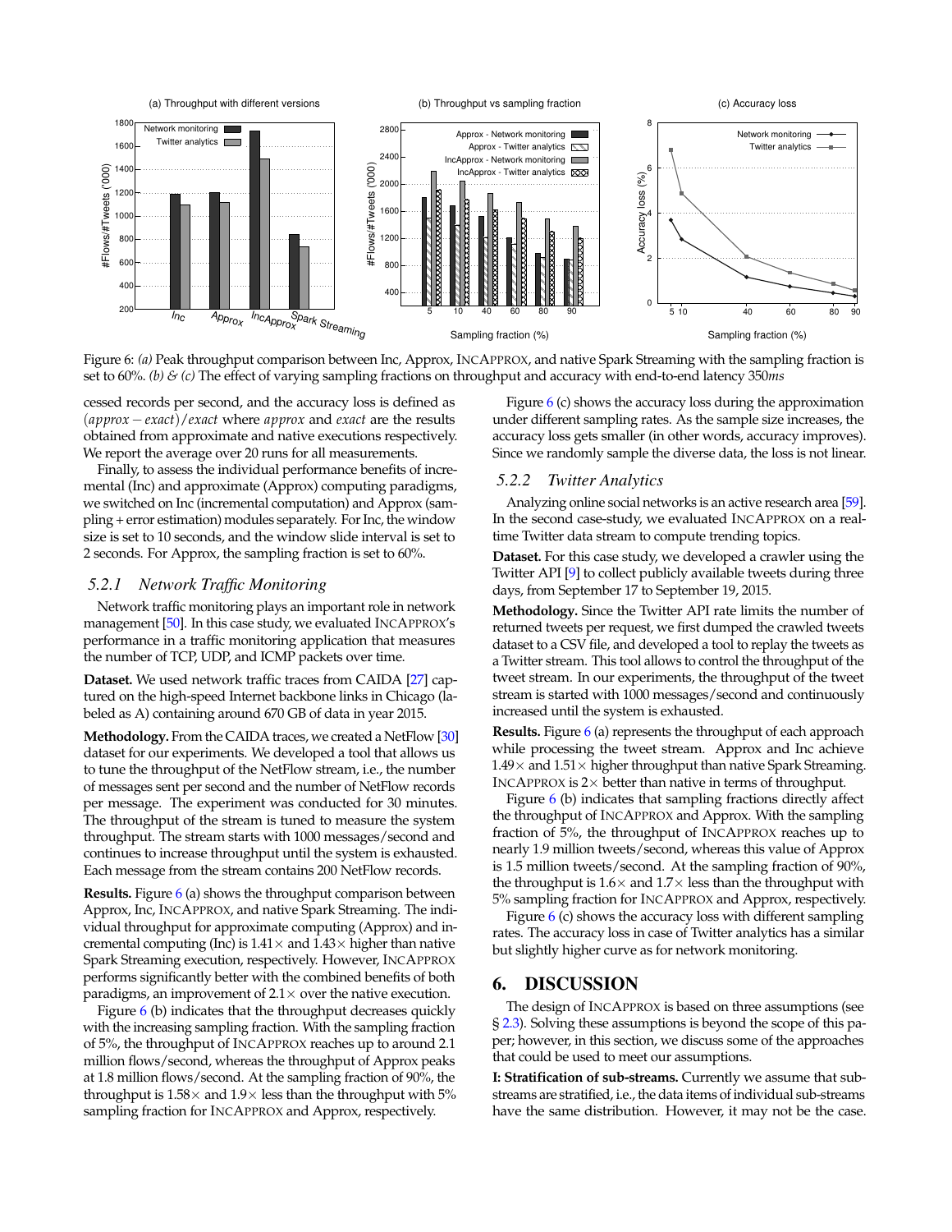Figure 6: *(a)* Peak throughput comparison between Inc, Approx, IncApprox, and native Spark Streaming with the sampling fraction is set to 60%. *(b) & (c)* The effect of varying sampling fractions on throughput and accuracy with end-to-end latency 350*ms*

cessed records per second, and the accuracy loss is defined as $(approx - exact)/exact$ where *approx* and *exact* are the results obtained from approximate and native executions respectively. We report the average over 20 runs for all measurements.

Finally, to assess the individual performance benefits of incremental (Inc) and approximate (Approx) computing paradigms, we switched on Inc (incremental computation) and Approx (sampling + error estimation) modules separately. For Inc, the window size is set to 10 seconds, and the window slide interval is set to 2 seconds. For Approx, the sampling fraction is set to 60%.

### 5.2.1 Network Traffic Monitoring

Network traffic monitoring plays an important role in network management [50]. In this case study, we evaluated IncApprox's performance in a traffic monitoring application that measures the number of TCP, UDP, and ICMP packets over time.

**Dataset.** We used network traffic traces from CAIDA [27] captured on the high-speed Internet backbone links in Chicago (labeled as A) containing around 670 GB of data in year 2015.

**Methodology.** From the CAIDA traces, we created a NetFlow [30] dataset for our experiments. We developed a tool that allows us to tune the throughput of the NetFlow stream, i.e., the number of messages sent per second and the number of NetFlow records per message. The experiment was conducted for 30 minutes. The throughput of the stream is tuned to measure the system throughput. The stream starts with 1000 messages/second and continues to increase throughput until the system is exhausted. Each message from the stream contains 200 NetFlow records.

**Results.** Figure 6 (a) shows the throughput comparison between Approx, Inc, IncApprox, and native Spark Streaming. The individual throughput for approximate computing (Approx) and incremental computing (Inc) is 1.41× and 1.43× higher than native Spark Streaming execution, respectively. However, IncApprox performs significantly better with the combined benefits of both paradigms, an improvement of 2.1× over the native execution.

Figure 6 (b) indicates that the throughput decreases quickly with the increasing sampling fraction. With the sampling fraction of 5%, the throughput of IncApprox reaches up to around 2.1 million flows/second, whereas the throughput of Approx peaks at 1.8 million flows/second. At the sampling fraction of 90%, the throughput is 1.58× and 1.9× less than the throughput with 5% sampling fraction for IncApprox and Approx, respectively.

Figure 6 (c) shows the accuracy loss during the approximation under different sampling rates. As the sample size increases, the accuracy loss gets smaller (in other words, accuracy improves). Since we randomly sample the diverse data, the loss is not linear.

### 5.2.2 Twitter Analytics

Analyzing online social networks is an active research area [59]. In the second case-study, we evaluated IncApprox on a real-time Twitter data stream to compute trending topics.

**Dataset.** For this case study, we developed a crawler using the Twitter API [9] to collect publicly available tweets during three days, from September 17 to September 19, 2015.

**Methodology.** Since the Twitter API rate limits the number of returned tweets per request, we first dumped the crawled tweets dataset to a CSV file, and developed a tool to replay the tweets as a Twitter stream. This tool allows to control the throughput of the tweet stream. In our experiments, the throughput of the tweet stream is started with 1000 messages/second and continuously increased until the system is exhausted.

**Results.** Figure 6 (a) represents the throughput of each approach while processing the tweet stream. Approx and Inc achieve 1.49× and 1.51× higher throughput than native Spark Streaming. IncApprox is 2× better than native in terms of throughput.

Figure 6 (b) indicates that sampling fractions directly affect the throughput of IncApprox and Approx. With the sampling fraction of 5%, the throughput of IncApprox reaches up to nearly 1.9 million tweets/second, whereas this value of Approx is 1.5 million tweets/second. At the sampling fraction of 90%, the throughput is 1.6× and 1.7× less than the throughput with 5% sampling fraction for IncApprox and Approx, respectively.

Figure 6 (c) shows the accuracy loss with different sampling rates. The accuracy loss in case of Twitter analytics has a similar but slightly higher curve as for network monitoring.

## 6. DISCUSSION

The design of IncApprox is based on three assumptions (see § 2.3). Solving these assumptions is beyond the scope of this paper; however, in this section, we discuss some of the approaches that could be used to meet our assumptions.

**I: Stratification of sub-streams.** Currently we assume that sub-streams are stratified, i.e., the data items of individual sub-streams have the same distribution. However, it may not be the case.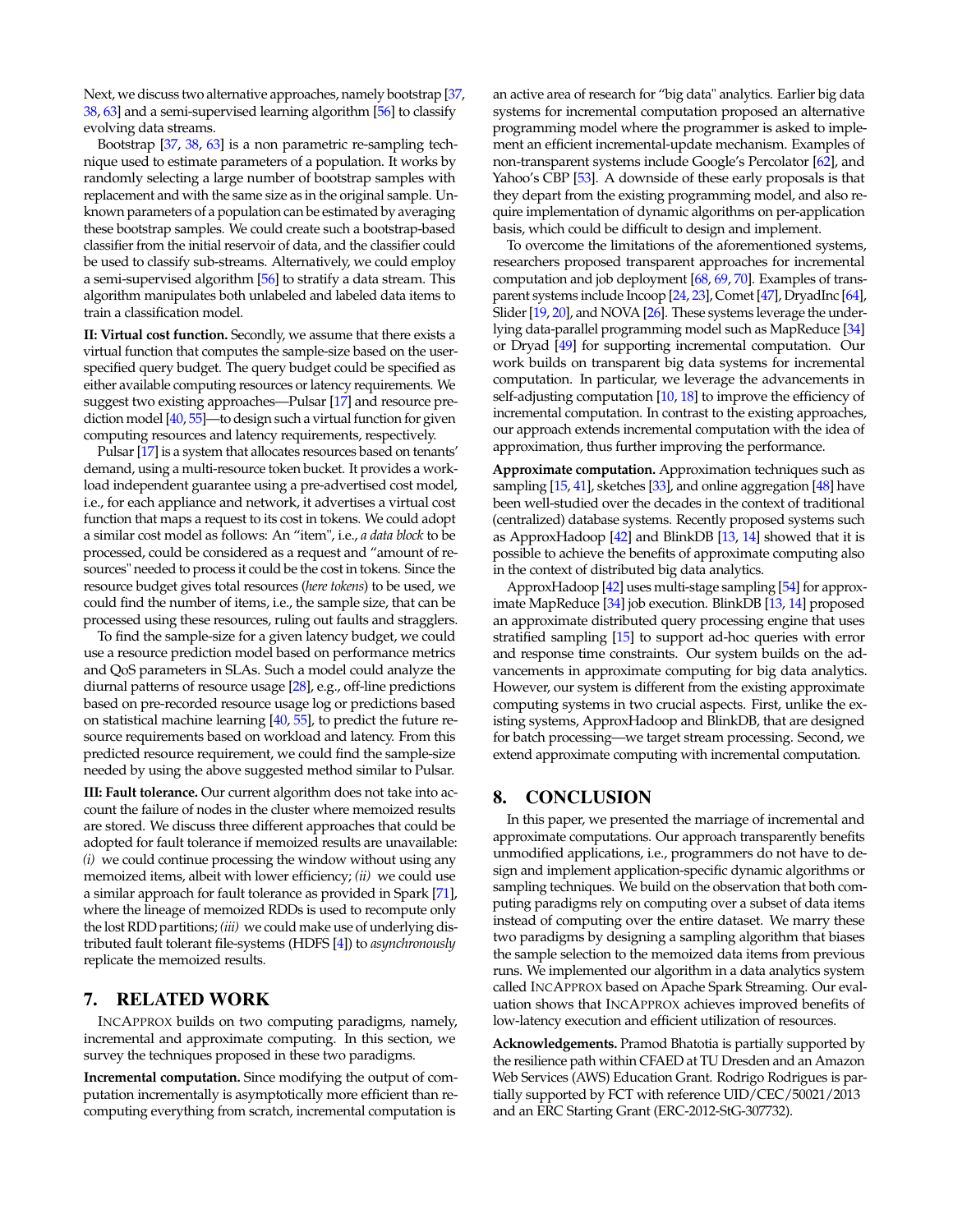Next, we discuss two alternative approaches, namely bootstrap [37, 38, 63] and a semi-supervised learning algorithm [56] to classify evolving data streams.

Bootstrap [37, 38, 63] is a non parametric re-sampling technique used to estimate parameters of a population. It works by randomly selecting a large number of bootstrap samples with replacement and with the same size as in the original sample. Unknown parameters of a population can be estimated by averaging these bootstrap samples. We could create such a bootstrap-based classifier from the initial reservoir of data, and the classifier could be used to classify sub-streams. Alternatively, we could employ a semi-supervised algorithm [56] to stratify a data stream. This algorithm manipulates both unlabeled and labeled data items to train a classification model.

**II: Virtual cost function.** Secondly, we assume that there exists a virtual function that computes the sample-size based on the user-specified query budget. The query budget could be specified as either available computing resources or latency requirements. We suggest two existing approaches—Pulsar [17] and resource prediction model [40, 55]—to design such a virtual function for given computing resources and latency requirements, respectively.

Pulsar [17] is a system that allocates resources based on tenants' demand, using a multi-resource token bucket. It provides a workload independent guarantee using a pre-advertised cost model, i.e., for each appliance and network, it advertises a virtual cost function that maps a request to its cost in tokens. We could adopt a similar cost model as follows: An "item", i.e., *a data block* to be processed, could be considered as a request and "amount of resources" needed to process it could be the cost in tokens. Since the resource budget gives total resources (*here tokens*) to be used, we could find the number of items, i.e., the sample size, that can be processed using these resources, ruling out faults and stragglers.

To find the sample-size for a given latency budget, we could use a resource prediction model based on performance metrics and QoS parameters in SLAs. Such a model could analyze the diurnal patterns of resource usage [28], e.g., off-line predictions based on pre-recorded resource usage log or predictions based on statistical machine learning [40, 55], to predict the future resource requirements based on workload and latency. From this predicted resource requirement, we could find the sample-size needed by using the above suggested method similar to Pulsar.

**III: Fault tolerance.** Our current algorithm does not take into account the failure of nodes in the cluster where memoized results are stored. We discuss three different approaches that could be adopted for fault tolerance if memoized results are unavailable: *(i)* we could continue processing the window without using any memoized items, albeit with lower efficiency; *(ii)* we could use a similar approach for fault tolerance as provided in Spark [71], where the lineage of memoized RDDs is used to recompute only the lost RDD partitions; *(iii)* we could make use of underlying distributed fault tolerant file-systems (HDFS [4]) to *asynchronously* replicate the memoized results.

## 7. RELATED WORK

INCAPPROX builds on two computing paradigms, namely, incremental and approximate computing. In this section, we survey the techniques proposed in these two paradigms.

**Incremental computation.** Since modifying the output of computation incrementally is asymptotically more efficient than recomputing everything from scratch, incremental computation is an active area of research for "big data" analytics. Earlier big data systems for incremental computation proposed an alternative programming model where the programmer is asked to implement an efficient incremental-update mechanism. Examples of non-transparent systems include Google's Percolator [62], and Yahoo's CBP [53]. A downside of these early proposals is that they depart from the existing programming model, and also require implementation of dynamic algorithms on per-application basis, which could be difficult to design and implement.

To overcome the limitations of the aforementioned systems, researchers proposed transparent approaches for incremental computation and job deployment [68, 69, 70]. Examples of transparent systems include Incoop [24, 23], Comet [47], DryadInc [64], Slider [19, 20], and NOVA [26]. These systems leverage the underlying data-parallel programming model such as MapReduce [34] or Dryad [49] for supporting incremental computation. Our work builds on transparent big data systems for incremental computation. In particular, we leverage the advancements in self-adjusting computation [10, 18] to improve the efficiency of incremental computation. In contrast to the existing approaches, our approach extends incremental computation with the idea of approximation, thus further improving the performance.

**Approximate computation.** Approximation techniques such as sampling [15, 41], sketches [33], and online aggregation [48] have been well-studied over the decades in the context of traditional (centralized) database systems. Recently proposed systems such as ApproxHadoop [42] and BlinkDB [13, 14] showed that it is possible to achieve the benefits of approximate computing also in the context of distributed big data analytics.

ApproxHadoop [42] uses multi-stage sampling [54] for approximate MapReduce [34] job execution. BlinkDB [13, 14] proposed an approximate distributed query processing engine that uses stratified sampling [15] to support ad-hoc queries with error and response time constraints. Our system builds on the advancements in approximate computing for big data analytics. However, our system is different from the existing approximate computing systems in two crucial aspects. First, unlike the existing systems, ApproxHadoop and BlinkDB, that are designed for batch processing—we target stream processing. Second, we extend approximate computing with incremental computation.

## 8. CONCLUSION

In this paper, we presented the marriage of incremental and approximate computations. Our approach transparently benefits unmodified applications, i.e., programmers do not have to design and implement application-specific dynamic algorithms or sampling techniques. We build on the observation that both computing paradigms rely on computing over a subset of data items instead of computing over the entire dataset. We marry these two paradigms by designing a sampling algorithm that biases the sample selection to the memoized data items from previous runs. We implemented our algorithm in a data analytics system called INCAPPROX based on Apache Spark Streaming. Our evaluation shows that INCAPPROX achieves improved benefits of low-latency execution and efficient utilization of resources.

**Acknowledgements.** Pramod Bhatotia is partially supported by the resilience path within CFAED at TU Dresden and an Amazon Web Services (AWS) Education Grant. Rodrigo Rodrigues is partially supported by FCT with reference UID/CEC/50021/2013 and an ERC Starting Grant (ERC-2012-StG-307732).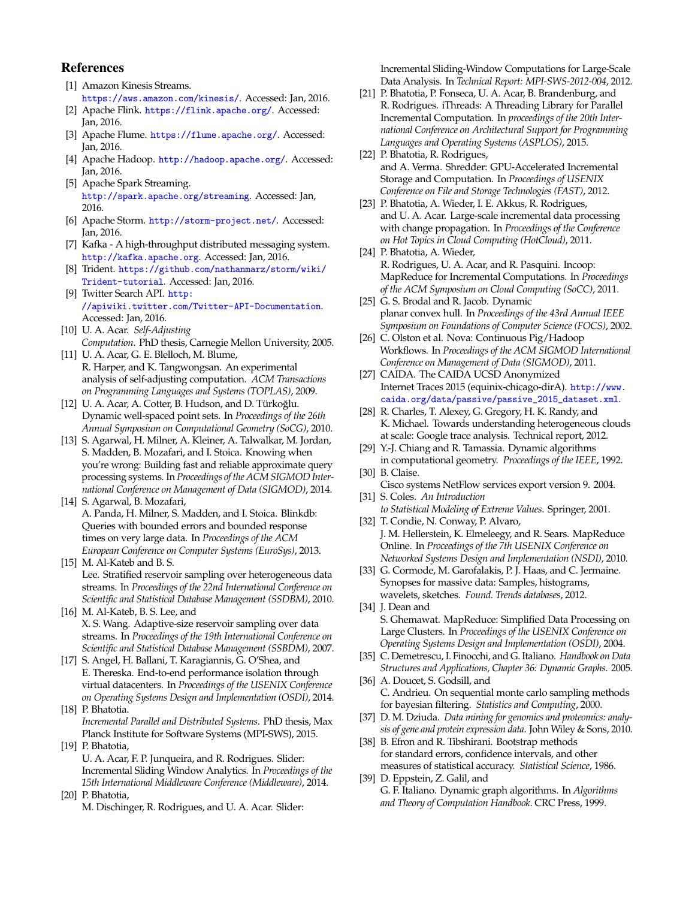## References

[1] Amazon Kinesis Streams. https://aws.amazon.com/kinesis/. Accessed: Jan, 2016.

[2] Apache Flink. https://flink.apache.org/. Accessed: Jan, 2016.

[3] Apache Flume. https://flume.apache.org/. Accessed: Jan, 2016.

[4] Apache Hadoop. http://hadoop.apache.org/. Accessed: Jan, 2016.

[5] Apache Spark Streaming. http://spark.apache.org/streaming. Accessed: Jan, 2016.

[6] Apache Storm. http://storm-project.net/. Accessed: Jan, 2016.

[7] Kafka - A high-throughput distributed messaging system. http://kafka.apache.org. Accessed: Jan, 2016.

[8] Trident. https://github.com/nathanmarz/storm/wiki/Trident-tutorial. Accessed: Jan, 2016.

[9] Twitter Search API. http://apiwiki.twitter.com/Twitter-API-Documentation. Accessed: Jan, 2016.

[10] U. A. Acar. *Self-Adjusting Computation*. PhD thesis, Carnegie Mellon University, 2005.

[11] U. A. Acar, G. E. Blelloch, M. Blume, R. Harper, and K. Tangwongsan. An experimental analysis of self-adjusting computation. *ACM Transactions on Programming Languages and Systems (TOPLAS)*, 2009.

[12] U. A. Acar, A. Cotter, B. Hudson, and D. Türkoğlu. Dynamic well-spaced point sets. In *Proceedings of the 26th Annual Symposium on Computational Geometry (SoCG)*, 2010.

[13] S. Agarwal, H. Milner, A. Kleiner, A. Talwalkar, M. Jordan, S. Madden, B. Mozafari, and I. Stoica. Knowing when you're wrong: Building fast and reliable approximate query processing systems. In *Proceedings of the ACM SIGMOD International Conference on Management of Data (SIGMOD)*, 2014.

[14] S. Agarwal, B. Mozafari, A. Panda, H. Milner, S. Madden, and I. Stoica. Blinkdb: Queries with bounded errors and bounded response times on very large data. In *Proceedings of the ACM European Conference on Computer Systems (EuroSys)*, 2013.

[15] M. Al-Kateb and B. S. Lee. Stratified reservoir sampling over heterogeneous data streams. In *Proceedings of the 22nd International Conference on Scientific and Statistical Database Management (SSDBM)*, 2010.

[16] M. Al-Kateb, B. S. Lee, and X. S. Wang. Adaptive-size reservoir sampling over data streams. In *Proceedings of the 19th International Conference on Scientific and Statistical Database Management (SSBDM)*, 2007.

[17] S. Angel, H. Ballani, T. Karagiannis, G. O'Shea, and E. Thereska. End-to-end performance isolation through virtual datacenters. In *Proceedings of the USENIX Conference on Operating Systems Design and Implementation (OSDI)*, 2014.

[18] P. Bhatotia. *Incremental Parallel and Distributed Systems*. PhD thesis, Max Planck Institute for Software Systems (MPI-SWS), 2015.

[19] P. Bhatotia, U. A. Acar, F. P. Junqueira, and R. Rodrigues. Slider: Incremental Sliding Window Analytics. In *Proceedings of the 15th International Middleware Conference (Middleware)*, 2014.

[20] P. Bhatotia, M. Dischinger, R. Rodrigues, and U. A. Acar. Slider: Incremental Sliding-Window Computations for Large-Scale Data Analysis. In *Technical Report: MPI-SWS-2012-004*, 2012.

[21] P. Bhatotia, P. Fonseca, U. A. Acar, B. Brandenburg, and R. Rodrigues. iThreads: A Threading Library for Parallel Incremental Computation. In *proceedings of the 20th International Conference on Architectural Support for Programming Languages and Operating Systems (ASPLOS)*, 2015.

[22] P. Bhatotia, R. Rodrigues, and A. Verma. Shredder: GPU-Accelerated Incremental Storage and Computation. In *Proceedings of USENIX Conference on File and Storage Technologies (FAST)*, 2012.

[23] P. Bhatotia, A. Wieder, I. E. Akkus, R. Rodrigues, and U. A. Acar. Large-scale incremental data processing with change propagation. In *Proceedings of the Conference on Hot Topics in Cloud Computing (HotCloud)*, 2011.

[24] P. Bhatotia, A. Wieder, R. Rodrigues, U. A. Acar, and R. Pasquini. Incoop: MapReduce for Incremental Computations. In *Proceedings of the ACM Symposium on Cloud Computing (SoCC)*, 2011.

[25] G. S. Brodal and R. Jacob. Dynamic planar convex hull. In *Proceedings of the 43rd Annual IEEE Symposium on Foundations of Computer Science (FOCS)*, 2002.

[26] C. Olston et al. Nova: Continuous Pig/Hadoop Workflows. In *Proceedings of the ACM SIGMOD International Conference on Management of Data (SIGMOD)*, 2011.

[27] CAIDA. The CAIDA UCSD Anonymized Internet Traces 2015 (equinix-chicago-dirA). http://www.caida.org/data/passive/passive_2015_dataset.xml.

[28] R. Charles, T. Alexey, G. Gregory, H. K. Randy, and K. Michael. Towards understanding heterogeneous clouds at scale: Google trace analysis. Technical report, 2012.

[29] Y.-J. Chiang and R. Tamassia. Dynamic algorithms in computational geometry. *Proceedings of the IEEE*, 1992.

[30] B. Claise. Cisco systems NetFlow services export version 9. 2004.

[31] S. Coles. *An Introduction to Statistical Modeling of Extreme Values*. Springer, 2001.

[32] T. Condie, N. Conway, P. Alvaro, J. M. Hellerstein, K. Elmeleegy, and R. Sears. MapReduce Online. In *Proceedings of the 7th USENIX Conference on Networked Systems Design and Implementation (NSDI)*, 2010.

[33] G. Cormode, M. Garofalakis, P. J. Haas, and C. Jermaine. Synopses for massive data: Samples, histograms, wavelets, sketches. *Found. Trends databases*, 2012.

[34] J. Dean and S. Ghemawat. MapReduce: Simplified Data Processing on Large Clusters. In *Proceedings of the USENIX Conference on Operating Systems Design and Implementation (OSDI)*, 2004.

[35] C. Demetrescu, I. Finocchi, and G. Italiano. *Handbook on Data Structures and Applications, Chapter 36: Dynamic Graphs*. 2005.

[36] A. Doucet, S. Godsill, and C. Andrieu. On sequential monte carlo sampling methods for bayesian filtering. *Statistics and Computing*, 2000.

[37] D. M. Dziuda. *Data mining for genomics and proteomics: analysis of gene and protein expression data*. John Wiley & Sons, 2010.

[38] B. Efron and R. Tibshirani. Bootstrap methods for standard errors, confidence intervals, and other measures of statistical accuracy. *Statistical Science*, 1986.

[39] D. Eppstein, Z. Galil, and G. F. Italiano. Dynamic graph algorithms. In *Algorithms and Theory of Computation Handbook*. CRC Press, 1999.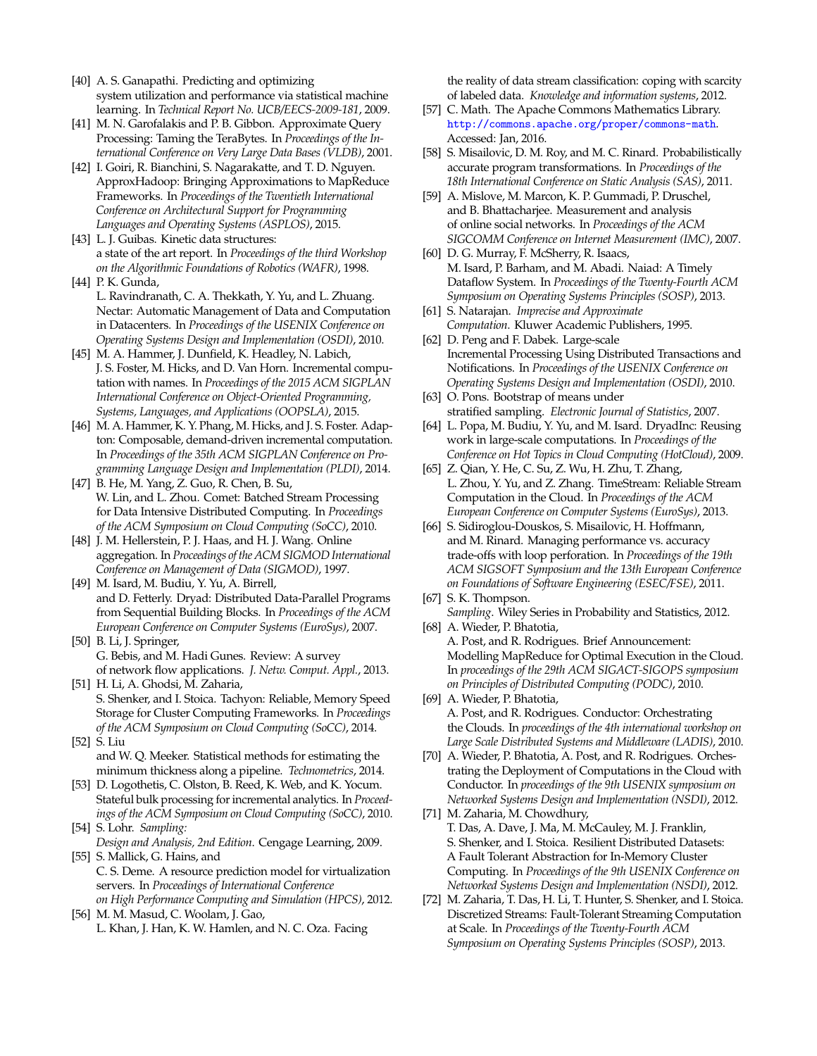[40] A. S. Ganapathi. Predicting and optimizing system utilization and performance via statistical machine learning. In *Technical Report No. UCB/EECS-2009-181*, 2009.

[41] M. N. Garofalakis and P. B. Gibbon. Approximate Query Processing: Taming the TeraBytes. In *Proceedings of the International Conference on Very Large Data Bases (VLDB)*, 2001.

[42] I. Goiri, R. Bianchini, S. Nagarakatte, and T. D. Nguyen. ApproxHadoop: Bringing Approximations to MapReduce Frameworks. In *Proceedings of the Twentieth International Conference on Architectural Support for Programming Languages and Operating Systems (ASPLOS)*, 2015.

[43] L. J. Guibas. Kinetic data structures: a state of the art report. In *Proceedings of the third Workshop on the Algorithmic Foundations of Robotics (WAFR)*, 1998.

[44] P. K. Gunda, L. Ravindranath, C. A. Thekkath, Y. Yu, and L. Zhuang. Nectar: Automatic Management of Data and Computation in Datacenters. In *Proceedings of the USENIX Conference on Operating Systems Design and Implementation (OSDI)*, 2010.

[45] M. A. Hammer, J. Dunfield, K. Headley, N. Labich, J. S. Foster, M. Hicks, and D. Van Horn. Incremental computation with names. In *Proceedings of the 2015 ACM SIGPLAN International Conference on Object-Oriented Programming, Systems, Languages, and Applications (OOPSLA)*, 2015.

[46] M. A. Hammer, K. Y. Phang, M. Hicks, and J. S. Foster. Adapton: Composable, demand-driven incremental computation. In *Proceedings of the 35th ACM SIGPLAN Conference on Programming Language Design and Implementation (PLDI)*, 2014.

[47] B. He, M. Yang, Z. Guo, R. Chen, B. Su, W. Lin, and L. Zhou. Comet: Batched Stream Processing for Data Intensive Distributed Computing. In *Proceedings of the ACM Symposium on Cloud Computing (SoCC)*, 2010.

[48] J. M. Hellerstein, P. J. Haas, and H. J. Wang. Online aggregation. In *Proceedings of the ACM SIGMOD International Conference on Management of Data (SIGMOD)*, 1997.

[49] M. Isard, M. Budiu, Y. Yu, A. Birrell, and D. Fetterly. Dryad: Distributed Data-Parallel Programs from Sequential Building Blocks. In *Proceedings of the ACM European Conference on Computer Systems (EuroSys)*, 2007.

[50] B. Li, J. Springer, G. Bebis, and M. Hadi Gunes. Review: A survey of network flow applications. *J. Netw. Comput. Appl.*, 2013.

[51] H. Li, A. Ghodsi, M. Zaharia, S. Shenker, and I. Stoica. Tachyon: Reliable, Memory Speed Storage for Cluster Computing Frameworks. In *Proceedings of the ACM Symposium on Cloud Computing (SoCC)*, 2014.

[52] S. Liu and W. Q. Meeker. Statistical methods for estimating the minimum thickness along a pipeline. *Technometrics*, 2014.

[53] D. Logothetis, C. Olston, B. Reed, K. Web, and K. Yocum. Stateful bulk processing for incremental analytics. In *Proceedings of the ACM Symposium on Cloud Computing (SoCC)*, 2010.

[54] S. Lohr. *Sampling: Design and Analysis, 2nd Edition*. Cengage Learning, 2009.

[55] S. Mallick, G. Hains, and C. S. Deme. A resource prediction model for virtualization servers. In *Proceedings of International Conference on High Performance Computing and Simulation (HPCS)*, 2012.

[56] M. M. Masud, C. Woolam, J. Gao, L. Khan, J. Han, K. W. Hamlen, and N. C. Oza. Facing the reality of data stream classification: coping with scarcity of labeled data. *Knowledge and information systems*, 2012.

[57] C. Math. The Apache Commons Mathematics Library. http://commons.apache.org/proper/commons-math. Accessed: Jan, 2016.

[58] S. Misailovic, D. M. Roy, and M. C. Rinard. Probabilistically accurate program transformations. In *Proceedings of the 18th International Conference on Static Analysis (SAS)*, 2011.

[59] A. Mislove, M. Marcon, K. P. Gummadi, P. Druschel, and B. Bhattacharjee. Measurement and analysis of online social networks. In *Proceedings of the ACM SIGCOMM Conference on Internet Measurement (IMC)*, 2007.

[60] D. G. Murray, F. McSherry, R. Isaacs, M. Isard, P. Barham, and M. Abadi. Naiad: A Timely Dataflow System. In *Proceedings of the Twenty-Fourth ACM Symposium on Operating Systems Principles (SOSP)*, 2013.

[61] S. Natarajan. *Imprecise and Approximate Computation*. Kluwer Academic Publishers, 1995.

[62] D. Peng and F. Dabek. Large-scale Incremental Processing Using Distributed Transactions and Notifications. In *Proceedings of the USENIX Conference on Operating Systems Design and Implementation (OSDI)*, 2010.

[63] O. Pons. Bootstrap of means under stratified sampling. *Electronic Journal of Statistics*, 2007.

[64] L. Popa, M. Budiu, Y. Yu, and M. Isard. DryadInc: Reusing work in large-scale computations. In *Proceedings of the Conference on Hot Topics in Cloud Computing (HotCloud)*, 2009.

[65] Z. Qian, Y. He, C. Su, Z. Wu, H. Zhu, T. Zhang, L. Zhou, Y. Yu, and Z. Zhang. TimeStream: Reliable Stream Computation in the Cloud. In *Proceedings of the ACM European Conference on Computer Systems (EuroSys)*, 2013.

[66] S. Sidiroglou-Douskos, S. Misailovic, H. Hoffmann, and M. Rinard. Managing performance vs. accuracy trade-offs with loop perforation. In *Proceedings of the 19th ACM SIGSOFT Symposium and the 13th European Conference on Foundations of Software Engineering (ESEC/FSE)*, 2011.

[67] S. K. Thompson. *Sampling*. Wiley Series in Probability and Statistics, 2012.

[68] A. Wieder, P. Bhatotia, A. Post, and R. Rodrigues. Brief Announcement: Modelling MapReduce for Optimal Execution in the Cloud. In *proceedings of the 29th ACM SIGACT-SIGOPS symposium on Principles of Distributed Computing (PODC)*, 2010.

[69] A. Wieder, P. Bhatotia, A. Post, and R. Rodrigues. Conductor: Orchestrating the Clouds. In *proceedings of the 4th international workshop on Large Scale Distributed Systems and Middleware (LADIS)*, 2010.

[70] A. Wieder, P. Bhatotia, A. Post, and R. Rodrigues. Orchestrating the Deployment of Computations in the Cloud with Conductor. In *proceedings of the 9th USENIX symposium on Networked Systems Design and Implementation (NSDI)*, 2012.

[71] M. Zaharia, M. Chowdhury, T. Das, A. Dave, J. Ma, M. McCauley, M. J. Franklin, S. Shenker, and I. Stoica. Resilient Distributed Datasets: A Fault Tolerant Abstraction for In-Memory Cluster Computing. In *Proceedings of the 9th USENIX Conference on Networked Systems Design and Implementation (NSDI)*, 2012.

[72] M. Zaharia, T. Das, H. Li, T. Hunter, S. Shenker, and I. Stoica. Discretized Streams: Fault-Tolerant Streaming Computation at Scale. In *Proceedings of the Twenty-Fourth ACM Symposium on Operating Systems Principles (SOSP)*, 2013.